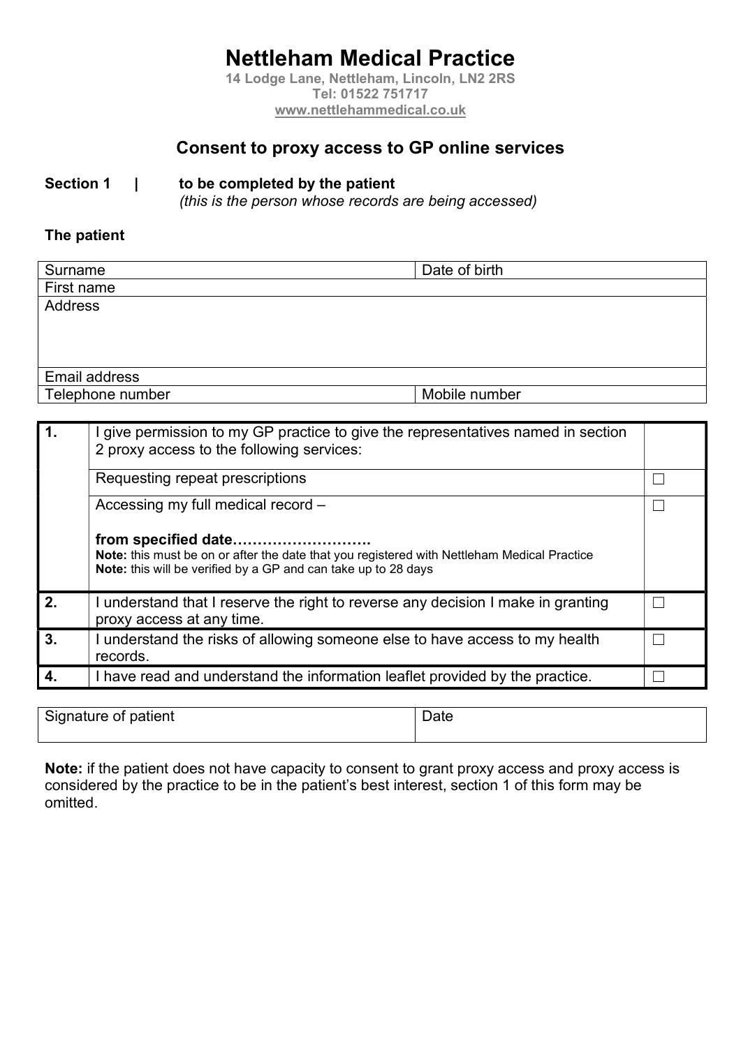# Nettleham Medical Practice

**14 Lodge Lane, Nettleham, Lincoln, LN2 2RS**
**Tel: 01522 751717**
**www.nettlehammedical.co.uk**

## Consent to proxy access to GP online services

**Section 1 | to be completed by the patient**
*(this is the person whose records are being accessed)*

**The patient**

| Surname | Date of birth |
|---|---|
| First name | |
| Address | |
| Email address | |
| Telephone number | Mobile number |

| | | |
|---|---|---|
| **1.** | I give permission to my GP practice to give the representatives named in section 2 proxy access to the following services: | |
| | Requesting repeat prescriptions | ☐ |
| | Accessing my full medical record – **from specified date……………………….** **Note:** this must be on or after the date that you registered with Nettleham Medical Practice **Note:** this will be verified by a GP and can take up to 28 days | ☐ |
| **2.** | I understand that I reserve the right to reverse any decision I make in granting proxy access at any time. | ☐ |
| **3.** | I understand the risks of allowing someone else to have access to my health records. | ☐ |
| **4.** | I have read and understand the information leaflet provided by the practice. | ☐ |

| Signature of patient | Date |
|---|---|
| | |

**Note:** if the patient does not have capacity to consent to grant proxy access and proxy access is considered by the practice to be in the patient's best interest, section 1 of this form may be omitted.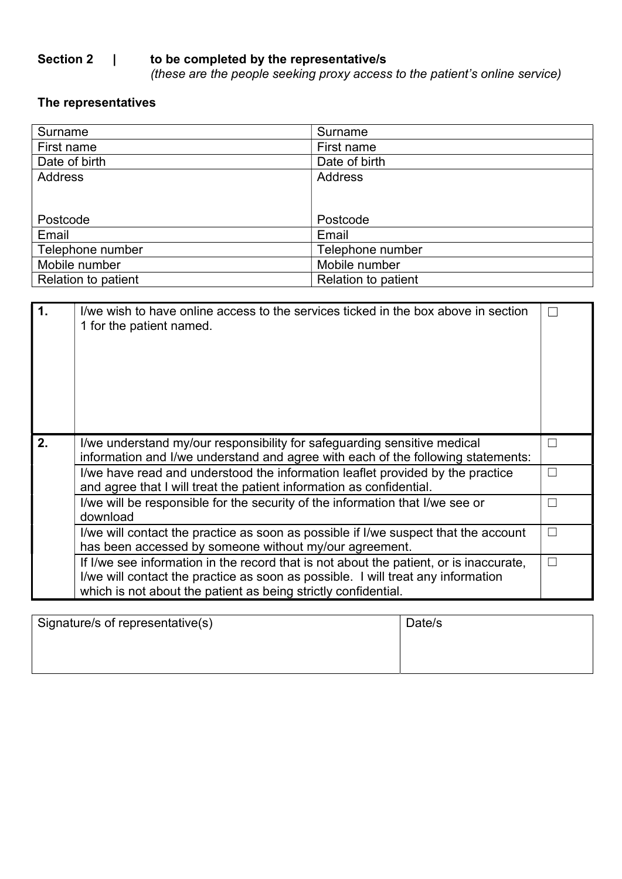**Section 2 | to be completed by the representative/s**
*(these are the people seeking proxy access to the patient's online service)*

**The representatives**

| Surname | Surname |
|---|---|
| First name | First name |
| Date of birth | Date of birth |
| Address<br><br><br>Postcode | Address<br><br><br>Postcode |
| Email | Email |
| Telephone number | Telephone number |
| Mobile number | Mobile number |
| Relation to patient | Relation to patient |

| | | |
|---|---|---|
| **1.** | I/we wish to have online access to the services ticked in the box above in section 1 for the patient named. | ☐ |
| **2.** | I/we understand my/our responsibility for safeguarding sensitive medical information and I/we understand and agree with each of the following statements: | ☐ |
| | I/we have read and understood the information leaflet provided by the practice and agree that I will treat the patient information as confidential. | ☐ |
| | I/we will be responsible for the security of the information that I/we see or download | ☐ |
| | I/we will contact the practice as soon as possible if I/we suspect that the account has been accessed by someone without my/our agreement. | ☐ |
| | If I/we see information in the record that is not about the patient, or is inaccurate, I/we will contact the practice as soon as possible. I will treat any information which is not about the patient as being strictly confidential. | ☐ |

| Signature/s of representative(s) | Date/s |
|---|---|
| | |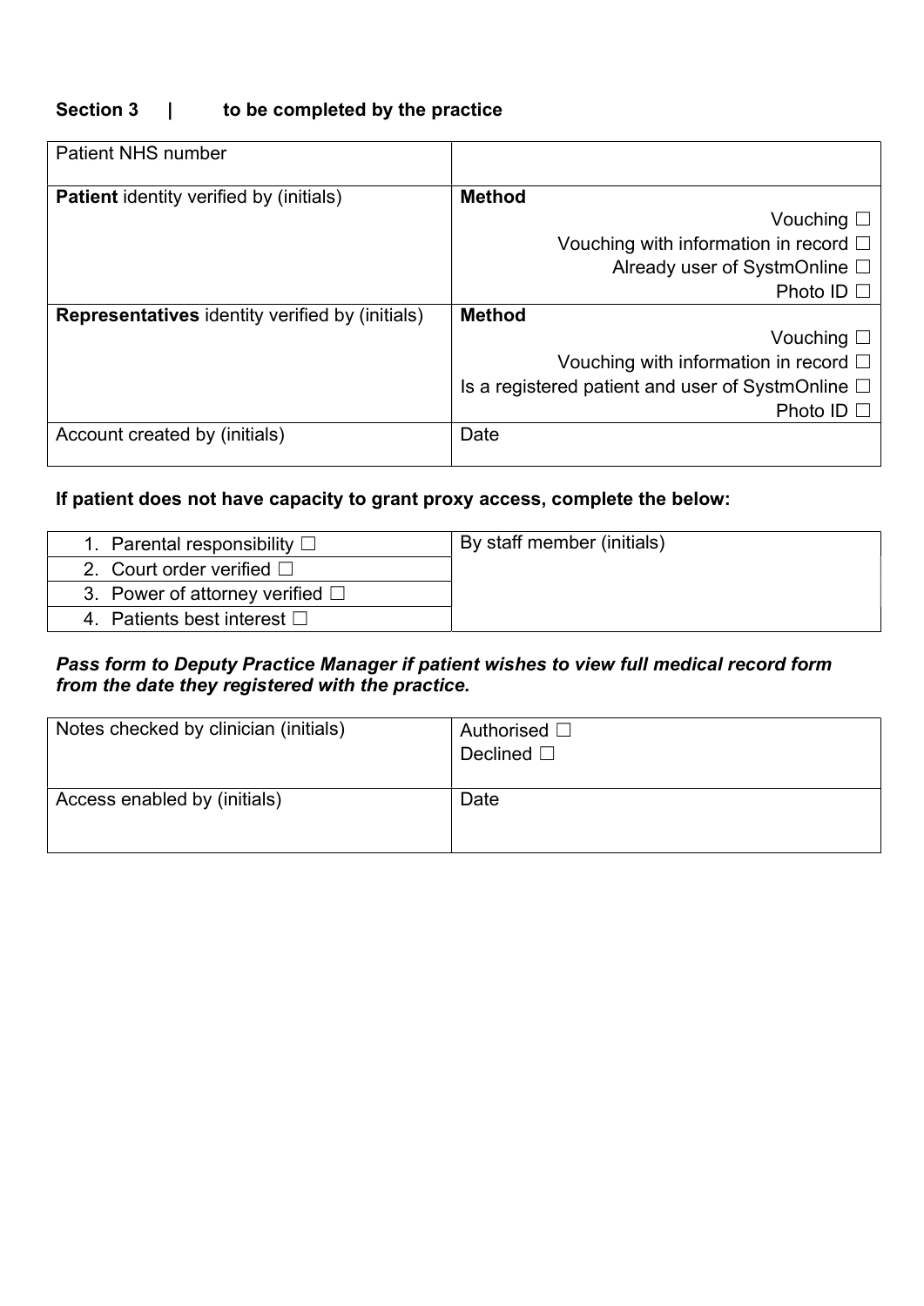**Section 3 | to be completed by the practice**

| | |
|---|---|
| Patient NHS number | |
| **Patient** identity verified by (initials) | **Method**<br>Vouching ☐<br>Vouching with information in record ☐<br>Already user of SystmOnline ☐<br>Photo ID ☐ |
| **Representatives** identity verified by (initials) | **Method**<br>Vouching ☐<br>Vouching with information in record ☐<br>Is a registered patient and user of SystmOnline ☐<br>Photo ID ☐ |
| Account created by (initials) | Date |

**If patient does not have capacity to grant proxy access, complete the below:**

| | |
|---|---|
| 1. Parental responsibility ☐ | By staff member (initials) |
| 2. Court order verified ☐ | |
| 3. Power of attorney verified ☐ | |
| 4. Patients best interest ☐ | |

***Pass form to Deputy Practice Manager if patient wishes to view full medical record form from the date they registered with the practice.***

| | |
|---|---|
| Notes checked by clinician (initials) | Authorised ☐<br>Declined ☐ |
| Access enabled by (initials) | Date |